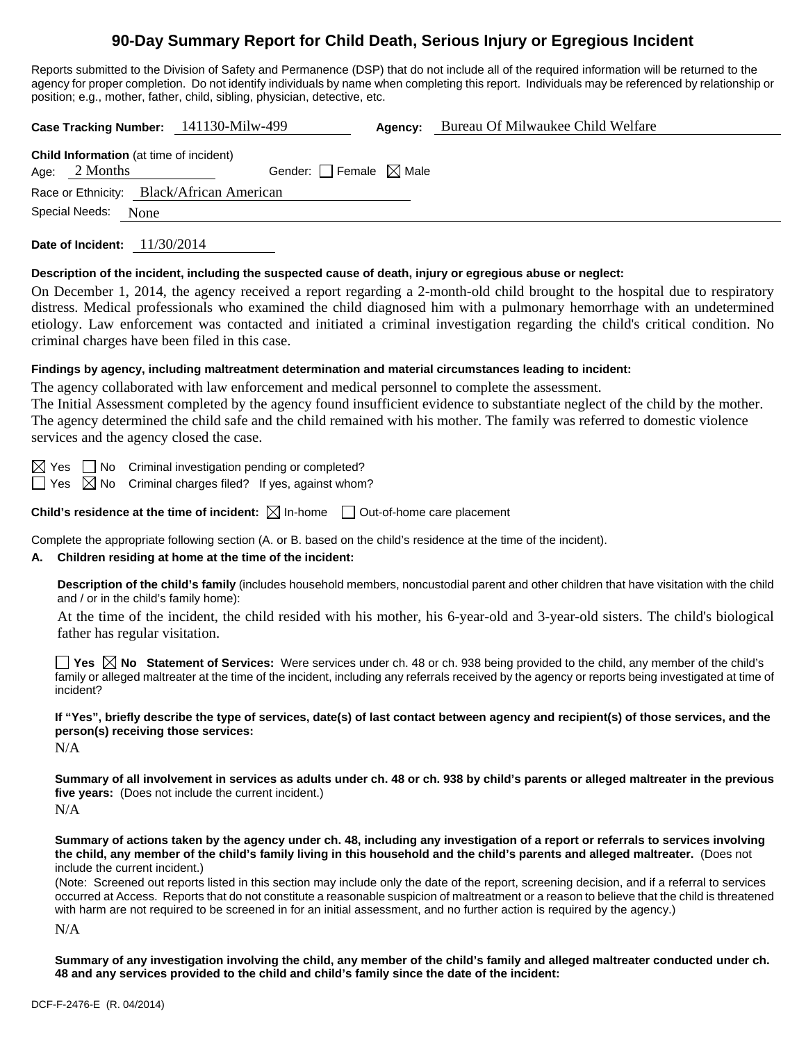# 90-Day Summary Report for Child Death, Serious Injury or Egregious Incident

Reports submitted to the Division of Safety and Permanence (DSP) that do not include all of the required information will be returned to the agency for proper completion. Do not identify individuals by name when completing this report. Individuals may be referenced by relationship or position; e.g., mother, father, child, sibling, physician, detective, etc.

**Case Tracking Number:** 141130-Milw-499 **Agency:** Bureau Of Milwaukee Child Welfare

**Child Information** (at time of incident)
Age: 2 Months Gender: ☐ Female ☒ Male
Race or Ethnicity: Black/African American
Special Needs: None

**Date of Incident:** 11/30/2014

**Description of the incident, including the suspected cause of death, injury or egregious abuse or neglect:**

On December 1, 2014, the agency received a report regarding a 2-month-old child brought to the hospital due to respiratory distress. Medical professionals who examined the child diagnosed him with a pulmonary hemorrhage with an undetermined etiology. Law enforcement was contacted and initiated a criminal investigation regarding the child's critical condition. No criminal charges have been filed in this case.

**Findings by agency, including maltreatment determination and material circumstances leading to incident:**

The agency collaborated with law enforcement and medical personnel to complete the assessment.
The Initial Assessment completed by the agency found insufficient evidence to substantiate neglect of the child by the mother. The agency determined the child safe and the child remained with his mother. The family was referred to domestic violence services and the agency closed the case.

☒ Yes ☐ No Criminal investigation pending or completed?
☐ Yes ☒ No Criminal charges filed? If yes, against whom?

**Child's residence at the time of incident:** ☒ In-home ☐ Out-of-home care placement

Complete the appropriate following section (A. or B. based on the child's residence at the time of the incident).

**A. Children residing at home at the time of the incident:**

**Description of the child's family** (includes household members, noncustodial parent and other children that have visitation with the child and / or in the child's family home):

At the time of the incident, the child resided with his mother, his 6-year-old and 3-year-old sisters. The child's biological father has regular visitation.

☐ **Yes** ☒ **No Statement of Services:** Were services under ch. 48 or ch. 938 being provided to the child, any member of the child's family or alleged maltreater at the time of the incident, including any referrals received by the agency or reports being investigated at time of incident?

**If "Yes", briefly describe the type of services, date(s) of last contact between agency and recipient(s) of those services, and the person(s) receiving those services:**

N/A

**Summary of all involvement in services as adults under ch. 48 or ch. 938 by child's parents or alleged maltreater in the previous five years:** (Does not include the current incident.)

N/A

**Summary of actions taken by the agency under ch. 48, including any investigation of a report or referrals to services involving the child, any member of the child's family living in this household and the child's parents and alleged maltreater.** (Does not include the current incident.)

(Note: Screened out reports listed in this section may include only the date of the report, screening decision, and if a referral to services occurred at Access. Reports that do not constitute a reasonable suspicion of maltreatment or a reason to believe that the child is threatened with harm are not required to be screened in for an initial assessment, and no further action is required by the agency.)

N/A

**Summary of any investigation involving the child, any member of the child's family and alleged maltreater conducted under ch. 48 and any services provided to the child and child's family since the date of the incident:**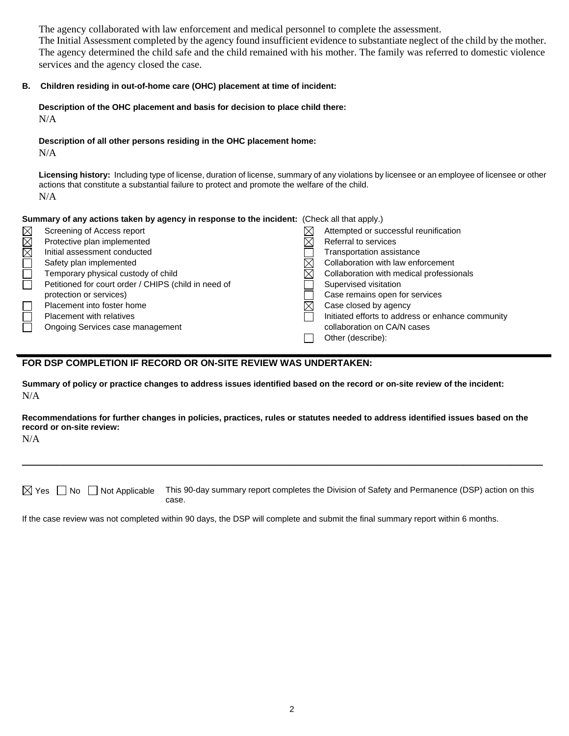The agency collaborated with law enforcement and medical personnel to complete the assessment.
The Initial Assessment completed by the agency found insufficient evidence to substantiate neglect of the child by the mother. The agency determined the child safe and the child remained with his mother. The family was referred to domestic violence services and the agency closed the case.

**B. Children residing in out-of-home care (OHC) placement at time of incident:**

**Description of the OHC placement and basis for decision to place child there:**
N/A

**Description of all other persons residing in the OHC placement home:**
N/A

**Licensing history:** Including type of license, duration of license, summary of any violations by licensee or an employee of licensee or other actions that constitute a substantial failure to protect and promote the welfare of the child.
N/A

**Summary of any actions taken by agency in response to the incident:** (Check all that apply.)

- [x] Screening of Access report
- [x] Protective plan implemented
- [x] Initial assessment conducted
- [ ] Safety plan implemented
- [ ] Temporary physical custody of child
- [ ] Petitioned for court order / CHIPS (child in need of protection or services)
- [ ] Placement into foster home
- [ ] Placement with relatives
- [ ] Ongoing Services case management
- [x] Attempted or successful reunification
- [x] Referral to services
- [ ] Transportation assistance
- [x] Collaboration with law enforcement
- [x] Collaboration with medical professionals
- [ ] Supervised visitation
- [ ] Case remains open for services
- [x] Case closed by agency
- [ ] Initiated efforts to address or enhance community collaboration on CA/N cases
- [ ] Other (describe):

---

**FOR DSP COMPLETION IF RECORD OR ON-SITE REVIEW WAS UNDERTAKEN:**

**Summary of policy or practice changes to address issues identified based on the record or on-site review of the incident:**
N/A

**Recommendations for further changes in policies, practices, rules or statutes needed to address identified issues based on the record or on-site review:**
N/A

---

☒ Yes ☐ No ☐ Not Applicable This 90-day summary report completes the Division of Safety and Permanence (DSP) action on this case.

If the case review was not completed within 90 days, the DSP will complete and submit the final summary report within 6 months.